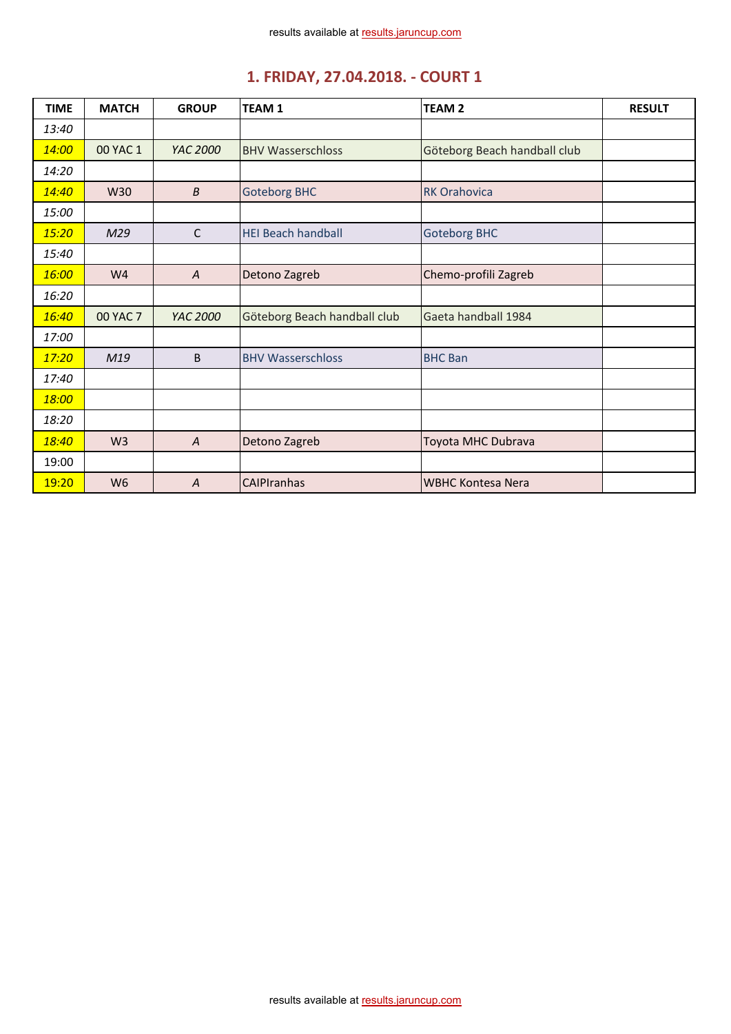results available at results.jaruncup.com

# 1. FRIDAY, 27.04.2018. - COURT 1

| TIME | MATCH | GROUP | TEAM 1 | TEAM 2 | RESULT |
|---|---|---|---|---|---|
| *13:40* | | | | | |
| *14:00* | 00 YAC 1 | *YAC 2000* | BHV Wasserschloss | Göteborg Beach handball club | |
| *14:20* | | | | | |
| *14:40* | W30 | *B* | Goteborg BHC | RK Orahovica | |
| *15:00* | | | | | |
| *15:20* | *M29* | C | HEI Beach handball | Goteborg BHC | |
| *15:40* | | | | | |
| *16:00* | W4 | *A* | Detono Zagreb | Chemo-profili Zagreb | |
| *16:20* | | | | | |
| *16:40* | 00 YAC 7 | *YAC 2000* | Göteborg Beach handball club | Gaeta handball 1984 | |
| *17:00* | | | | | |
| *17:20* | *M19* | B | BHV Wasserschloss | BHC Ban | |
| *17:40* | | | | | |
| *18:00* | | | | | |
| *18:20* | | | | | |
| *18:40* | W3 | *A* | Detono Zagreb | Toyota MHC Dubrava | |
| 19:00 | | | | | |
| 19:20 | W6 | *A* | CAIPIranhas | WBHC Kontesa Nera | |

results available at results.jaruncup.com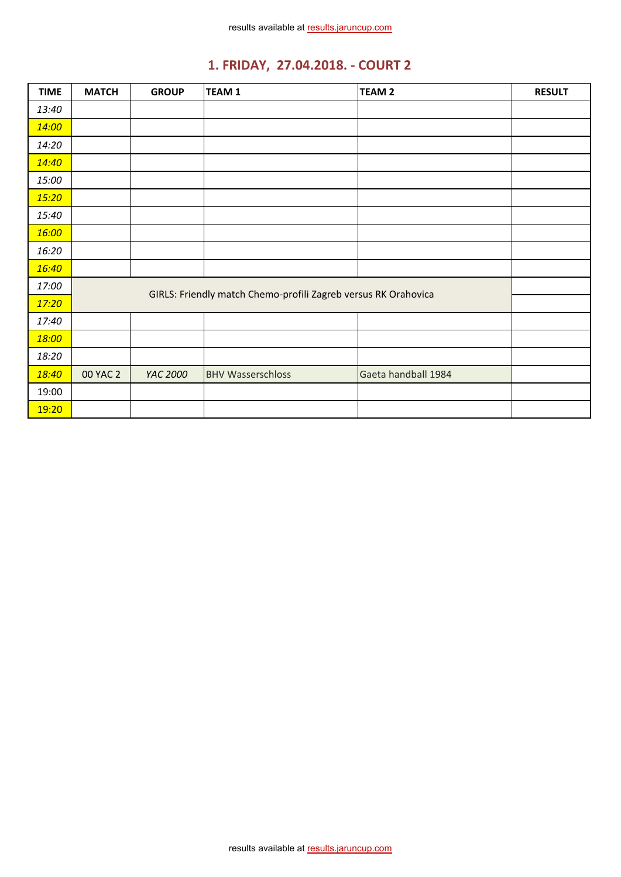results available at results.jaruncup.com

## 1. FRIDAY, 27.04.2018. - COURT 2

| TIME | MATCH | GROUP | TEAM 1 | TEAM 2 | RESULT |
|---|---|---|---|---|---|
| *13:40* | | | | | |
| *14:00* | | | | | |
| *14:20* | | | | | |
| *14:40* | | | | | |
| *15:00* | | | | | |
| *15:20* | | | | | |
| *15:40* | | | | | |
| *16:00* | | | | | |
| *16:20* | | | | | |
| *16:40* | | | | | |
| *17:00* | GIRLS: Friendly match Chemo-profili Zagreb versus RK Orahovica | | | | |
| *17:20* | | | | | |
| *17:40* | | | | | |
| *18:00* | | | | | |
| *18:20* | | | | | |
| *18:40* | 00 YAC 2 | *YAC 2000* | BHV Wasserschloss | Gaeta handball 1984 | |
| 19:00 | | | | | |
| 19:20 | | | | | |

results available at results.jaruncup.com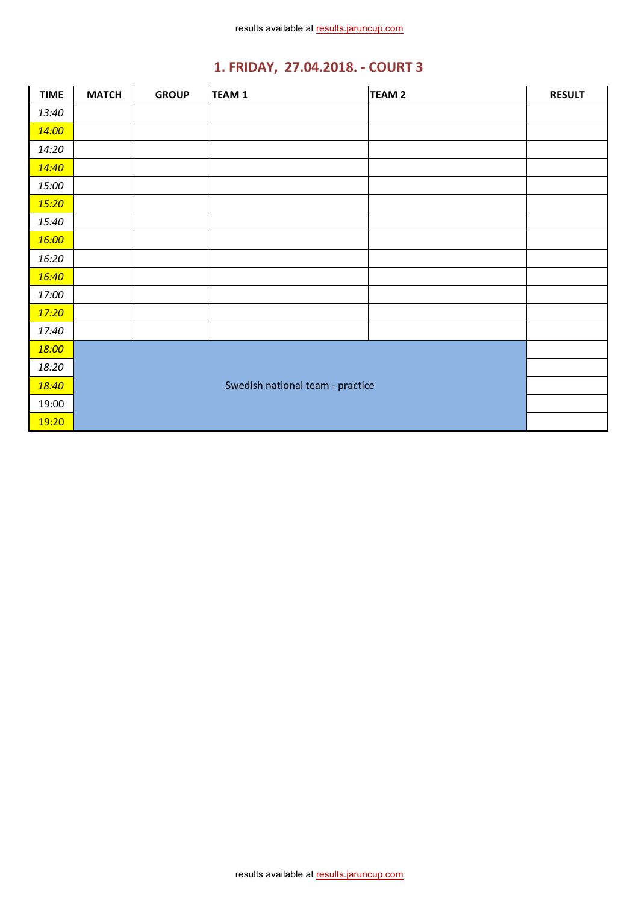results available at results.jaruncup.com

## 1. FRIDAY, 27.04.2018. - COURT 3

| TIME | MATCH | GROUP | TEAM 1 | TEAM 2 | RESULT |
|---|---|---|---|---|---|
| 13:40 | | | | | |
| 14:00 | | | | | |
| 14:20 | | | | | |
| 14:40 | | | | | |
| 15:00 | | | | | |
| 15:20 | | | | | |
| 15:40 | | | | | |
| 16:00 | | | | | |
| 16:20 | | | | | |
| 16:40 | | | | | |
| 17:00 | | | | | |
| 17:20 | | | | | |
| 17:40 | | | | | |
| 18:00 | Swedish national team - practice | | | | |
| 18:20 | | | | | |
| 18:40 | | | | | |
| 19:00 | | | | | |
| 19:20 | | | | | |

results available at results.jaruncup.com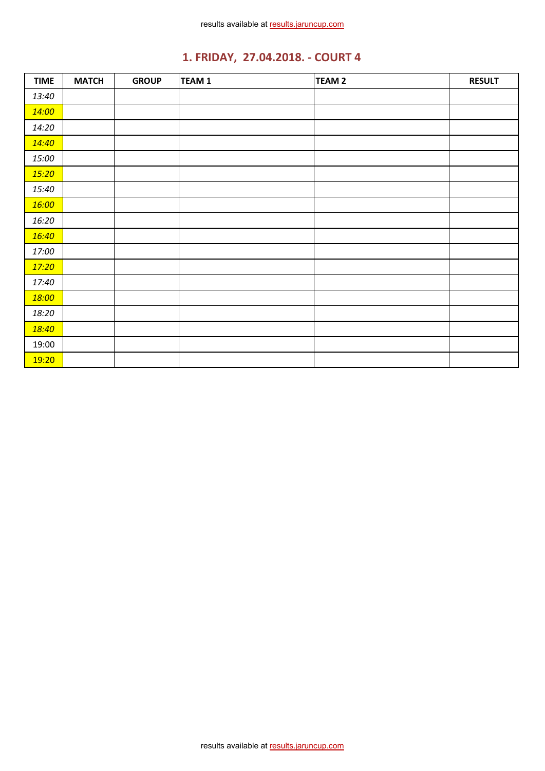# 1. FRIDAY, 27.04.2018. - COURT 4

| TIME | MATCH | GROUP | TEAM 1 | TEAM 2 | RESULT |
|---|---|---|---|---|---|
| *13:40* | | | | | |
| *14:00* | | | | | |
| *14:20* | | | | | |
| *14:40* | | | | | |
| *15:00* | | | | | |
| *15:20* | | | | | |
| *15:40* | | | | | |
| *16:00* | | | | | |
| *16:20* | | | | | |
| *16:40* | | | | | |
| *17:00* | | | | | |
| *17:20* | | | | | |
| *17:40* | | | | | |
| *18:00* | | | | | |
| *18:20* | | | | | |
| *18:40* | | | | | |
| 19:00 | | | | | |
| 19:20 | | | | | |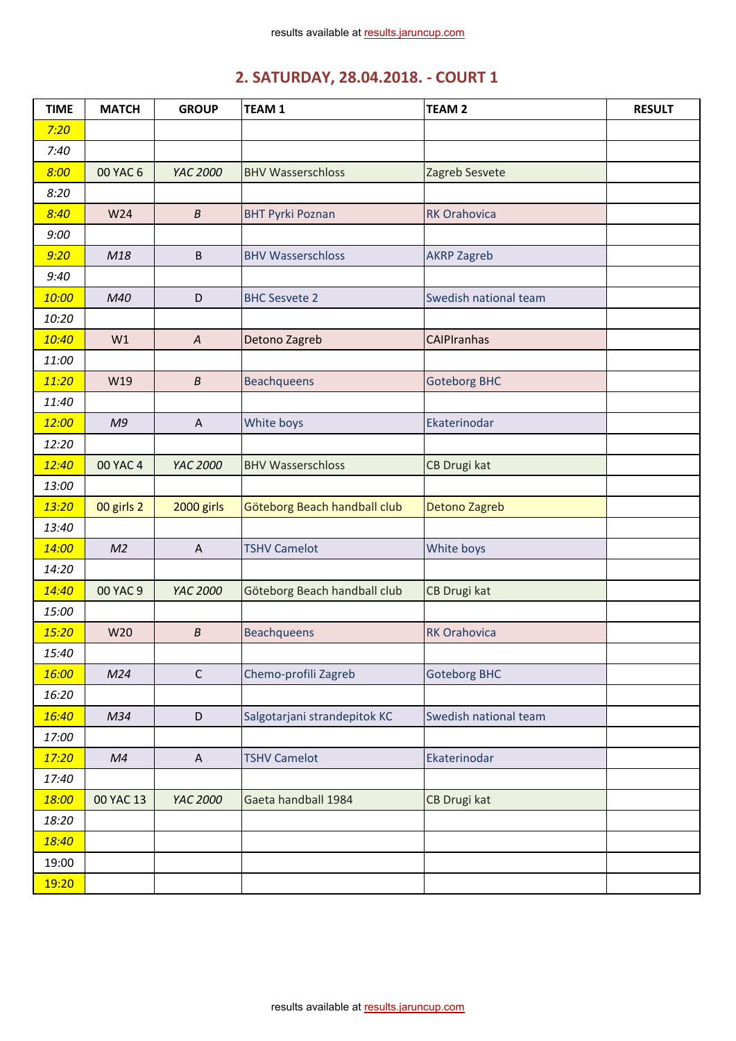results available at results.jaruncup.com

## 2. SATURDAY, 28.04.2018. - COURT 1

| TIME | MATCH | GROUP | TEAM 1 | TEAM 2 | RESULT |
|---|---|---|---|---|---|
| 7:20 | | | | | |
| 7:40 | | | | | |
| 8:00 | 00 YAC 6 | YAC 2000 | BHV Wasserschloss | Zagreb Sesvete | |
| 8:20 | | | | | |
| 8:40 | W24 | B | BHT Pyrki Poznan | RK Orahovica | |
| 9:00 | | | | | |
| 9:20 | M18 | B | BHV Wasserschloss | AKRP Zagreb | |
| 9:40 | | | | | |
| 10:00 | M40 | D | BHC Sesvete 2 | Swedish national team | |
| 10:20 | | | | | |
| 10:40 | W1 | A | Detono Zagreb | CAIPIranhas | |
| 11:00 | | | | | |
| 11:20 | W19 | B | Beachqueens | Goteborg BHC | |
| 11:40 | | | | | |
| 12:00 | M9 | A | White boys | Ekaterinodar | |
| 12:20 | | | | | |
| 12:40 | 00 YAC 4 | YAC 2000 | BHV Wasserschloss | CB Drugi kat | |
| 13:00 | | | | | |
| 13:20 | 00 girls 2 | 2000 girls | Göteborg Beach handball club | Detono Zagreb | |
| 13:40 | | | | | |
| 14:00 | M2 | A | TSHV Camelot | White boys | |
| 14:20 | | | | | |
| 14:40 | 00 YAC 9 | YAC 2000 | Göteborg Beach handball club | CB Drugi kat | |
| 15:00 | | | | | |
| 15:20 | W20 | B | Beachqueens | RK Orahovica | |
| 15:40 | | | | | |
| 16:00 | M24 | C | Chemo-profili Zagreb | Goteborg BHC | |
| 16:20 | | | | | |
| 16:40 | M34 | D | Salgotarjani strandepitok KC | Swedish national team | |
| 17:00 | | | | | |
| 17:20 | M4 | A | TSHV Camelot | Ekaterinodar | |
| 17:40 | | | | | |
| 18:00 | 00 YAC 13 | YAC 2000 | Gaeta handball 1984 | CB Drugi kat | |
| 18:20 | | | | | |
| 18:40 | | | | | |
| 19:00 | | | | | |
| 19:20 | | | | | |

results available at results.jaruncup.com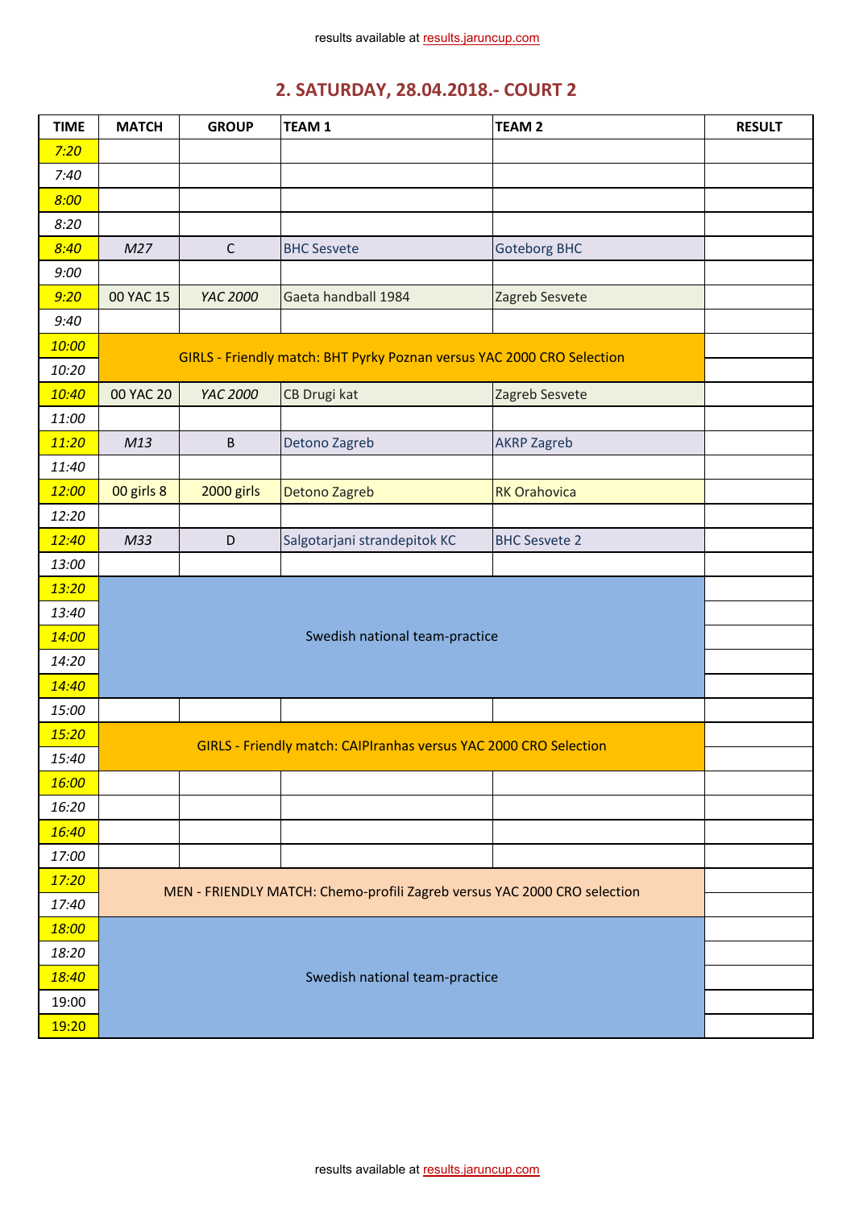results available at results.jaruncup.com

## 2. SATURDAY, 28.04.2018.- COURT 2

| TIME | MATCH | GROUP | TEAM 1 | TEAM 2 | RESULT |
|---|---|---|---|---|---|
| 7:20 | | | | | |
| 7:40 | | | | | |
| 8:00 | | | | | |
| 8:20 | | | | | |
| 8:40 | M27 | C | BHC Sesvete | Goteborg BHC | |
| 9:00 | | | | | |
| 9:20 | 00 YAC 15 | YAC 2000 | Gaeta handball 1984 | Zagreb Sesvete | |
| 9:40 | | | | | |
| 10:00 | GIRLS - Friendly match: BHT Pyrky Poznan versus YAC 2000 CRO Selection | | | | |
| 10:20 | | | | | |
| 10:40 | 00 YAC 20 | YAC 2000 | CB Drugi kat | Zagreb Sesvete | |
| 11:00 | | | | | |
| 11:20 | M13 | B | Detono Zagreb | AKRP Zagreb | |
| 11:40 | | | | | |
| 12:00 | 00 girls 8 | 2000 girls | Detono Zagreb | RK Orahovica | |
| 12:20 | | | | | |
| 12:40 | M33 | D | Salgotarjani strandepitok KC | BHC Sesvete 2 | |
| 13:00 | | | | | |
| 13:20 | Swedish national team-practice | | | | |
| 13:40 | | | | | |
| 14:00 | | | | | |
| 14:20 | | | | | |
| 14:40 | | | | | |
| 15:00 | | | | | |
| 15:20 | GIRLS - Friendly match: CAIPIranhas versus YAC 2000 CRO Selection | | | | |
| 15:40 | | | | | |
| 16:00 | | | | | |
| 16:20 | | | | | |
| 16:40 | | | | | |
| 17:00 | | | | | |
| 17:20 | MEN - FRIENDLY MATCH: Chemo-profili Zagreb versus YAC 2000 CRO selection | | | | |
| 17:40 | | | | | |
| 18:00 | Swedish national team-practice | | | | |
| 18:20 | | | | | |
| 18:40 | | | | | |
| 19:00 | | | | | |
| 19:20 | | | | | |

results available at results.jaruncup.com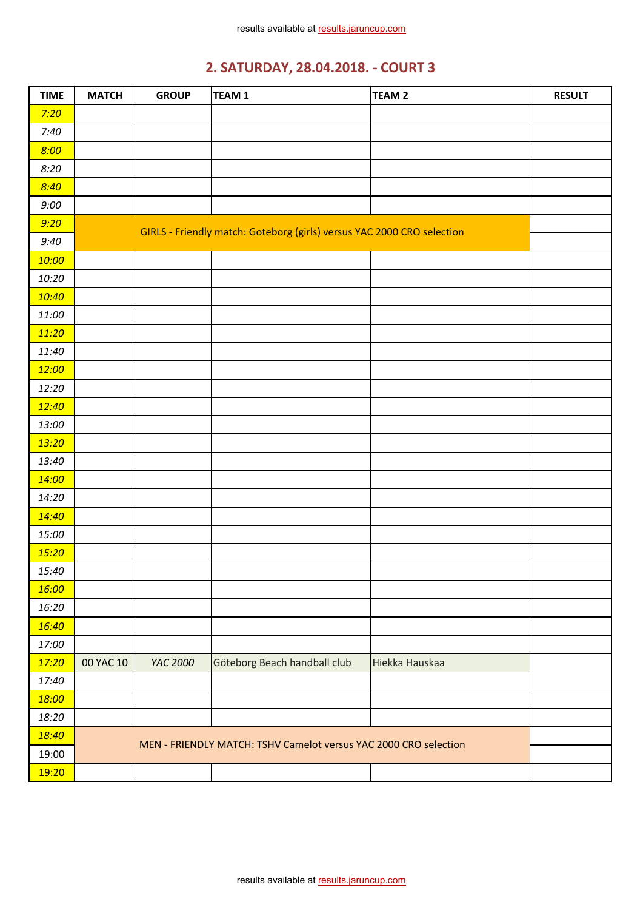## 2. SATURDAY, 28.04.2018. - COURT 3

| TIME | MATCH | GROUP | TEAM 1 | TEAM 2 | RESULT |
|---|---|---|---|---|---|
| 7:20 | | | | | |
| 7:40 | | | | | |
| 8:00 | | | | | |
| 8:20 | | | | | |
| 8:40 | | | | | |
| 9:00 | | | | | |
| 9:20 | GIRLS - Friendly match: Goteborg (girls) versus YAC 2000 CRO selection | | | | |
| 9:40 | | | | | |
| 10:00 | | | | | |
| 10:20 | | | | | |
| 10:40 | | | | | |
| 11:00 | | | | | |
| 11:20 | | | | | |
| 11:40 | | | | | |
| 12:00 | | | | | |
| 12:20 | | | | | |
| 12:40 | | | | | |
| 13:00 | | | | | |
| 13:20 | | | | | |
| 13:40 | | | | | |
| 14:00 | | | | | |
| 14:20 | | | | | |
| 14:40 | | | | | |
| 15:00 | | | | | |
| 15:20 | | | | | |
| 15:40 | | | | | |
| 16:00 | | | | | |
| 16:20 | | | | | |
| 16:40 | | | | | |
| 17:00 | | | | | |
| 17:20 | 00 YAC 10 | YAC 2000 | Göteborg Beach handball club | Hiekka Hauskaa | |
| 17:40 | | | | | |
| 18:00 | | | | | |
| 18:20 | | | | | |
| 18:40 | MEN - FRIENDLY MATCH: TSHV Camelot versus YAC 2000 CRO selection | | | | |
| 19:00 | | | | | |
| 19:20 | | | | | |

results available at results.jaruncup.com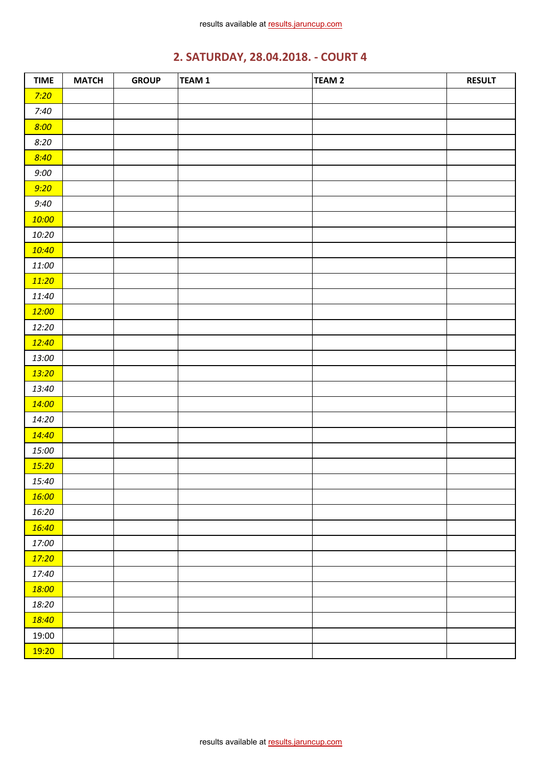results available at results.jaruncup.com

## 2. SATURDAY, 28.04.2018. - COURT 4

| TIME | MATCH | GROUP | TEAM 1 | TEAM 2 | RESULT |
|---|---|---|---|---|---|
| *7:20* | | | | | |
| *7:40* | | | | | |
| *8:00* | | | | | |
| *8:20* | | | | | |
| *8:40* | | | | | |
| *9:00* | | | | | |
| *9:20* | | | | | |
| *9:40* | | | | | |
| *10:00* | | | | | |
| *10:20* | | | | | |
| *10:40* | | | | | |
| *11:00* | | | | | |
| *11:20* | | | | | |
| *11:40* | | | | | |
| *12:00* | | | | | |
| *12:20* | | | | | |
| *12:40* | | | | | |
| *13:00* | | | | | |
| *13:20* | | | | | |
| *13:40* | | | | | |
| *14:00* | | | | | |
| *14:20* | | | | | |
| *14:40* | | | | | |
| *15:00* | | | | | |
| *15:20* | | | | | |
| *15:40* | | | | | |
| *16:00* | | | | | |
| *16:20* | | | | | |
| *16:40* | | | | | |
| *17:00* | | | | | |
| *17:20* | | | | | |
| *17:40* | | | | | |
| *18:00* | | | | | |
| *18:20* | | | | | |
| *18:40* | | | | | |
| 19:00 | | | | | |
| 19:20 | | | | | |

results available at results.jaruncup.com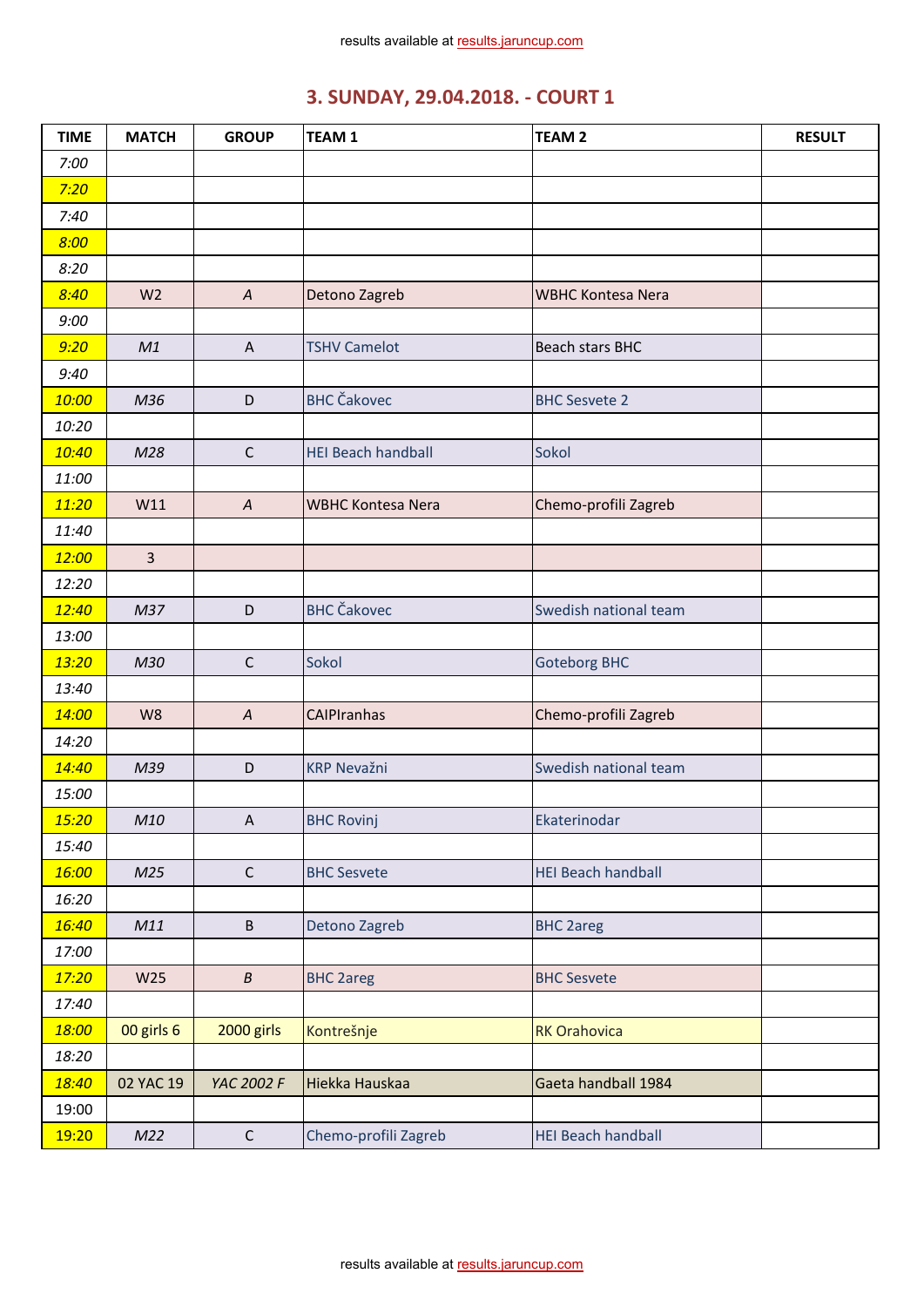results available at results.jaruncup.com

# 3. SUNDAY, 29.04.2018. - COURT 1

| TIME | MATCH | GROUP | TEAM 1 | TEAM 2 | RESULT |
|---|---|---|---|---|---|
| 7:00 | | | | | |
| 7:20 | | | | | |
| 7:40 | | | | | |
| 8:00 | | | | | |
| 8:20 | | | | | |
| 8:40 | W2 | A | Detono Zagreb | WBHC Kontesa Nera | |
| 9:00 | | | | | |
| 9:20 | M1 | A | TSHV Camelot | Beach stars BHC | |
| 9:40 | | | | | |
| 10:00 | M36 | D | BHC Čakovec | BHC Sesvete 2 | |
| 10:20 | | | | | |
| 10:40 | M28 | C | HEI Beach handball | Sokol | |
| 11:00 | | | | | |
| 11:20 | W11 | A | WBHC Kontesa Nera | Chemo-profili Zagreb | |
| 11:40 | | | | | |
| 12:00 | 3 | | | | |
| 12:20 | | | | | |
| 12:40 | M37 | D | BHC Čakovec | Swedish national team | |
| 13:00 | | | | | |
| 13:20 | M30 | C | Sokol | Goteborg BHC | |
| 13:40 | | | | | |
| 14:00 | W8 | A | CAIPIranhas | Chemo-profili Zagreb | |
| 14:20 | | | | | |
| 14:40 | M39 | D | KRP Nevažni | Swedish national team | |
| 15:00 | | | | | |
| 15:20 | M10 | A | BHC Rovinj | Ekaterinodar | |
| 15:40 | | | | | |
| 16:00 | M25 | C | BHC Sesvete | HEI Beach handball | |
| 16:20 | | | | | |
| 16:40 | M11 | B | Detono Zagreb | BHC 2areg | |
| 17:00 | | | | | |
| 17:20 | W25 | B | BHC 2areg | BHC Sesvete | |
| 17:40 | | | | | |
| 18:00 | 00 girls 6 | 2000 girls | Kontrešnje | RK Orahovica | |
| 18:20 | | | | | |
| 18:40 | 02 YAC 19 | YAC 2002 F | Hiekka Hauskaa | Gaeta handball 1984 | |
| 19:00 | | | | | |
| 19:20 | M22 | C | Chemo-profili Zagreb | HEI Beach handball | |

results available at results.jaruncup.com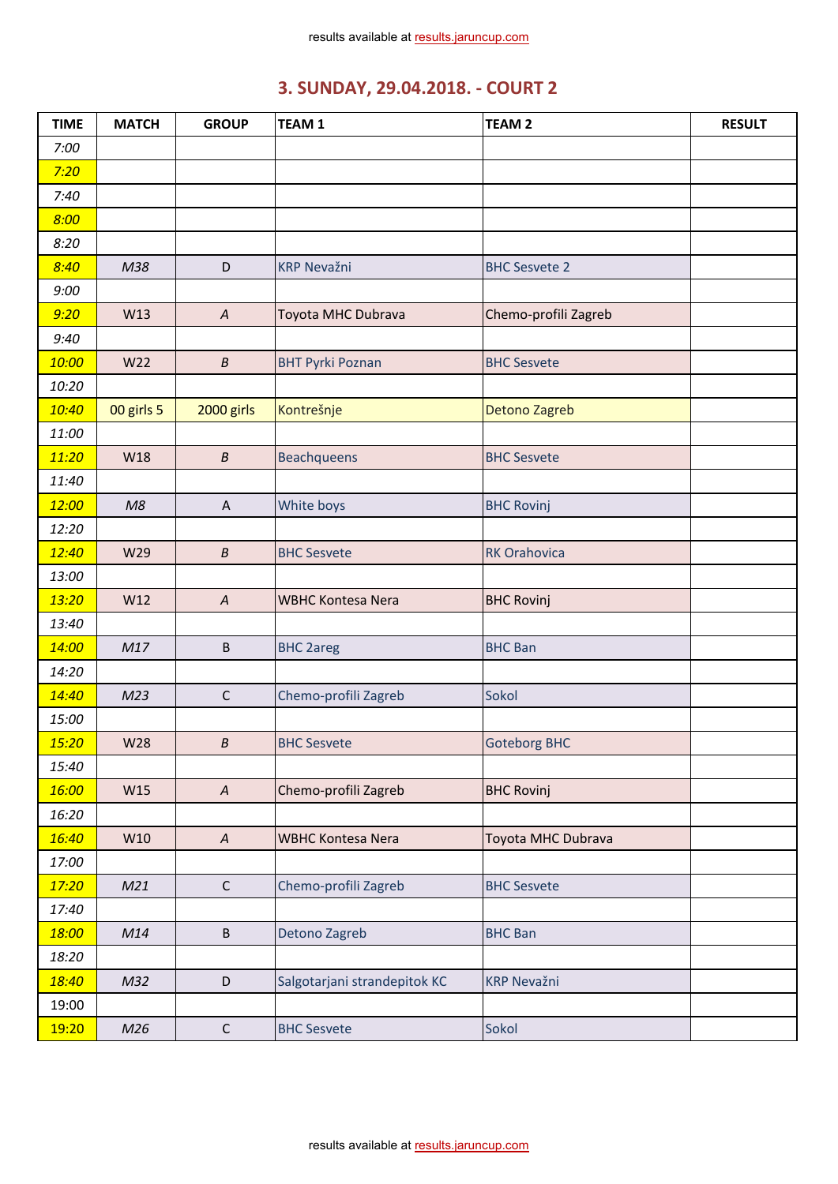results available at results.jaruncup.com

## 3. SUNDAY, 29.04.2018. - COURT 2

| TIME | MATCH | GROUP | TEAM 1 | TEAM 2 | RESULT |
|---|---|---|---|---|---|
| 7:00 | | | | | |
| 7:20 | | | | | |
| 7:40 | | | | | |
| 8:00 | | | | | |
| 8:20 | | | | | |
| 8:40 | M38 | D | KRP Nevažni | BHC Sesvete 2 | |
| 9:00 | | | | | |
| 9:20 | W13 | A | Toyota MHC Dubrava | Chemo-profili Zagreb | |
| 9:40 | | | | | |
| 10:00 | W22 | B | BHT Pyrki Poznan | BHC Sesvete | |
| 10:20 | | | | | |
| 10:40 | 00 girls 5 | 2000 girls | Kontrešnje | Detono Zagreb | |
| 11:00 | | | | | |
| 11:20 | W18 | B | Beachqueens | BHC Sesvete | |
| 11:40 | | | | | |
| 12:00 | M8 | A | White boys | BHC Rovinj | |
| 12:20 | | | | | |
| 12:40 | W29 | B | BHC Sesvete | RK Orahovica | |
| 13:00 | | | | | |
| 13:20 | W12 | A | WBHC Kontesa Nera | BHC Rovinj | |
| 13:40 | | | | | |
| 14:00 | M17 | B | BHC 2areg | BHC Ban | |
| 14:20 | | | | | |
| 14:40 | M23 | C | Chemo-profili Zagreb | Sokol | |
| 15:00 | | | | | |
| 15:20 | W28 | B | BHC Sesvete | Goteborg BHC | |
| 15:40 | | | | | |
| 16:00 | W15 | A | Chemo-profili Zagreb | BHC Rovinj | |
| 16:20 | | | | | |
| 16:40 | W10 | A | WBHC Kontesa Nera | Toyota MHC Dubrava | |
| 17:00 | | | | | |
| 17:20 | M21 | C | Chemo-profili Zagreb | BHC Sesvete | |
| 17:40 | | | | | |
| 18:00 | M14 | B | Detono Zagreb | BHC Ban | |
| 18:20 | | | | | |
| 18:40 | M32 | D | Salgotarjani strandepitok KC | KRP Nevažni | |
| 19:00 | | | | | |
| 19:20 | M26 | C | BHC Sesvete | Sokol | |

results available at results.jaruncup.com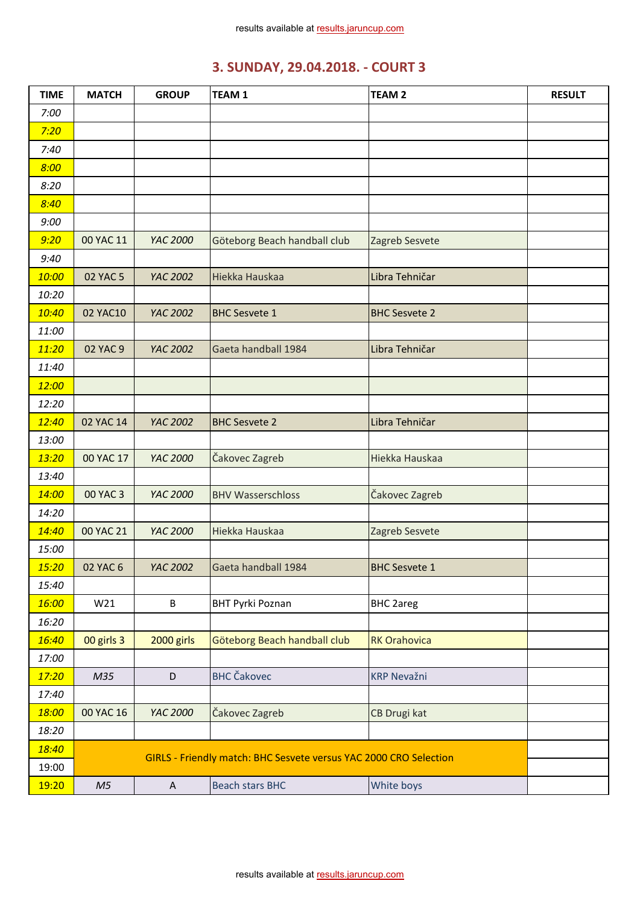results available at results.jaruncup.com

# 3. SUNDAY, 29.04.2018. - COURT 3

| TIME | MATCH | GROUP | TEAM 1 | TEAM 2 | RESULT |
|---|---|---|---|---|---|
| 7:00 | | | | | |
| 7:20 | | | | | |
| 7:40 | | | | | |
| 8:00 | | | | | |
| 8:20 | | | | | |
| 8:40 | | | | | |
| 9:00 | | | | | |
| 9:20 | 00 YAC 11 | YAC 2000 | Göteborg Beach handball club | Zagreb Sesvete | |
| 9:40 | | | | | |
| 10:00 | 02 YAC 5 | YAC 2002 | Hiekka Hauskaa | Libra Tehničar | |
| 10:20 | | | | | |
| 10:40 | 02 YAC10 | YAC 2002 | BHC Sesvete 1 | BHC Sesvete 2 | |
| 11:00 | | | | | |
| 11:20 | 02 YAC 9 | YAC 2002 | Gaeta handball 1984 | Libra Tehničar | |
| 11:40 | | | | | |
| 12:00 | | | | | |
| 12:20 | | | | | |
| 12:40 | 02 YAC 14 | YAC 2002 | BHC Sesvete 2 | Libra Tehničar | |
| 13:00 | | | | | |
| 13:20 | 00 YAC 17 | YAC 2000 | Čakovec Zagreb | Hiekka Hauskaa | |
| 13:40 | | | | | |
| 14:00 | 00 YAC 3 | YAC 2000 | BHV Wasserschloss | Čakovec Zagreb | |
| 14:20 | | | | | |
| 14:40 | 00 YAC 21 | YAC 2000 | Hiekka Hauskaa | Zagreb Sesvete | |
| 15:00 | | | | | |
| 15:20 | 02 YAC 6 | YAC 2002 | Gaeta handball 1984 | BHC Sesvete 1 | |
| 15:40 | | | | | |
| 16:00 | W21 | B | BHT Pyrki Poznan | BHC 2areg | |
| 16:20 | | | | | |
| 16:40 | 00 girls 3 | 2000 girls | Göteborg Beach handball club | RK Orahovica | |
| 17:00 | | | | | |
| 17:20 | M35 | D | BHC Čakovec | KRP Nevažni | |
| 17:40 | | | | | |
| 18:00 | 00 YAC 16 | YAC 2000 | Čakovec Zagreb | CB Drugi kat | |
| 18:20 | | | | | |
| 18:40 | GIRLS - Friendly match: BHC Sesvete versus YAC 2000 CRO Selection | | | | |
| 19:00 | | | | | |
| 19:20 | M5 | A | Beach stars BHC | White boys | |

results available at results.jaruncup.com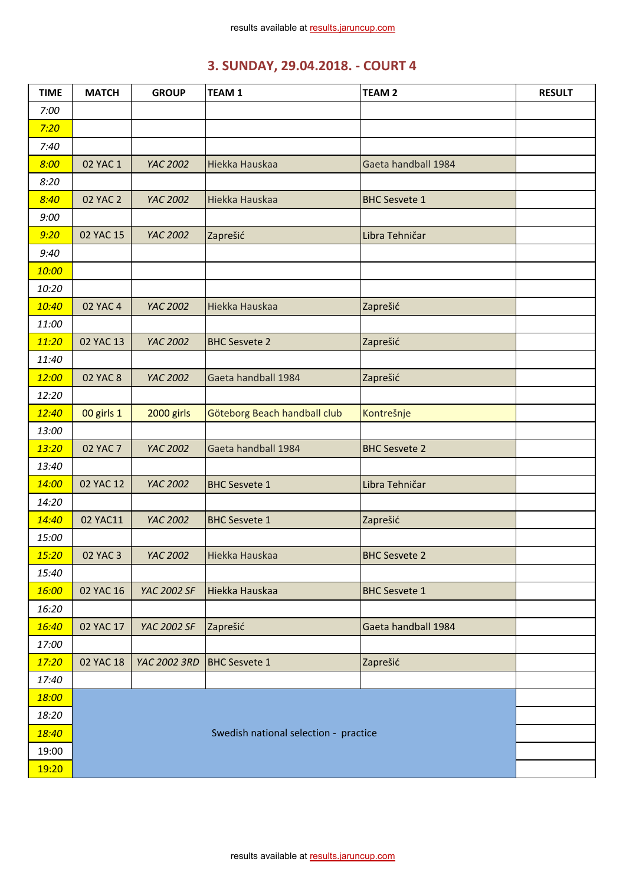results available at results.jaruncup.com

## 3. SUNDAY, 29.04.2018. - COURT 4

| TIME | MATCH | GROUP | TEAM 1 | TEAM 2 | RESULT |
|---|---|---|---|---|---|
| 7:00 | | | | | |
| 7:20 | | | | | |
| 7:40 | | | | | |
| 8:00 | 02 YAC 1 | YAC 2002 | Hiekka Hauskaa | Gaeta handball 1984 | |
| 8:20 | | | | | |
| 8:40 | 02 YAC 2 | YAC 2002 | Hiekka Hauskaa | BHC Sesvete 1 | |
| 9:00 | | | | | |
| 9:20 | 02 YAC 15 | YAC 2002 | Zaprešić | Libra Tehničar | |
| 9:40 | | | | | |
| 10:00 | | | | | |
| 10:20 | | | | | |
| 10:40 | 02 YAC 4 | YAC 2002 | Hiekka Hauskaa | Zaprešić | |
| 11:00 | | | | | |
| 11:20 | 02 YAC 13 | YAC 2002 | BHC Sesvete 2 | Zaprešić | |
| 11:40 | | | | | |
| 12:00 | 02 YAC 8 | YAC 2002 | Gaeta handball 1984 | Zaprešić | |
| 12:20 | | | | | |
| 12:40 | 00 girls 1 | 2000 girls | Göteborg Beach handball club | Kontrešnje | |
| 13:00 | | | | | |
| 13:20 | 02 YAC 7 | YAC 2002 | Gaeta handball 1984 | BHC Sesvete 2 | |
| 13:40 | | | | | |
| 14:00 | 02 YAC 12 | YAC 2002 | BHC Sesvete 1 | Libra Tehničar | |
| 14:20 | | | | | |
| 14:40 | 02 YAC11 | YAC 2002 | BHC Sesvete 1 | Zaprešić | |
| 15:00 | | | | | |
| 15:20 | 02 YAC 3 | YAC 2002 | Hiekka Hauskaa | BHC Sesvete 2 | |
| 15:40 | | | | | |
| 16:00 | 02 YAC 16 | YAC 2002 SF | Hiekka Hauskaa | BHC Sesvete 1 | |
| 16:20 | | | | | |
| 16:40 | 02 YAC 17 | YAC 2002 SF | Zaprešić | Gaeta handball 1984 | |
| 17:00 | | | | | |
| 17:20 | 02 YAC 18 | YAC 2002 3RD | BHC Sesvete 1 | Zaprešić | |
| 17:40 | | | | | |
| 18:00 | Swedish national selection - practice | | | | |
| 18:20 | | | | | |
| 18:40 | | | | | |
| 19:00 | | | | | |
| 19:20 | | | | | |

results available at results.jaruncup.com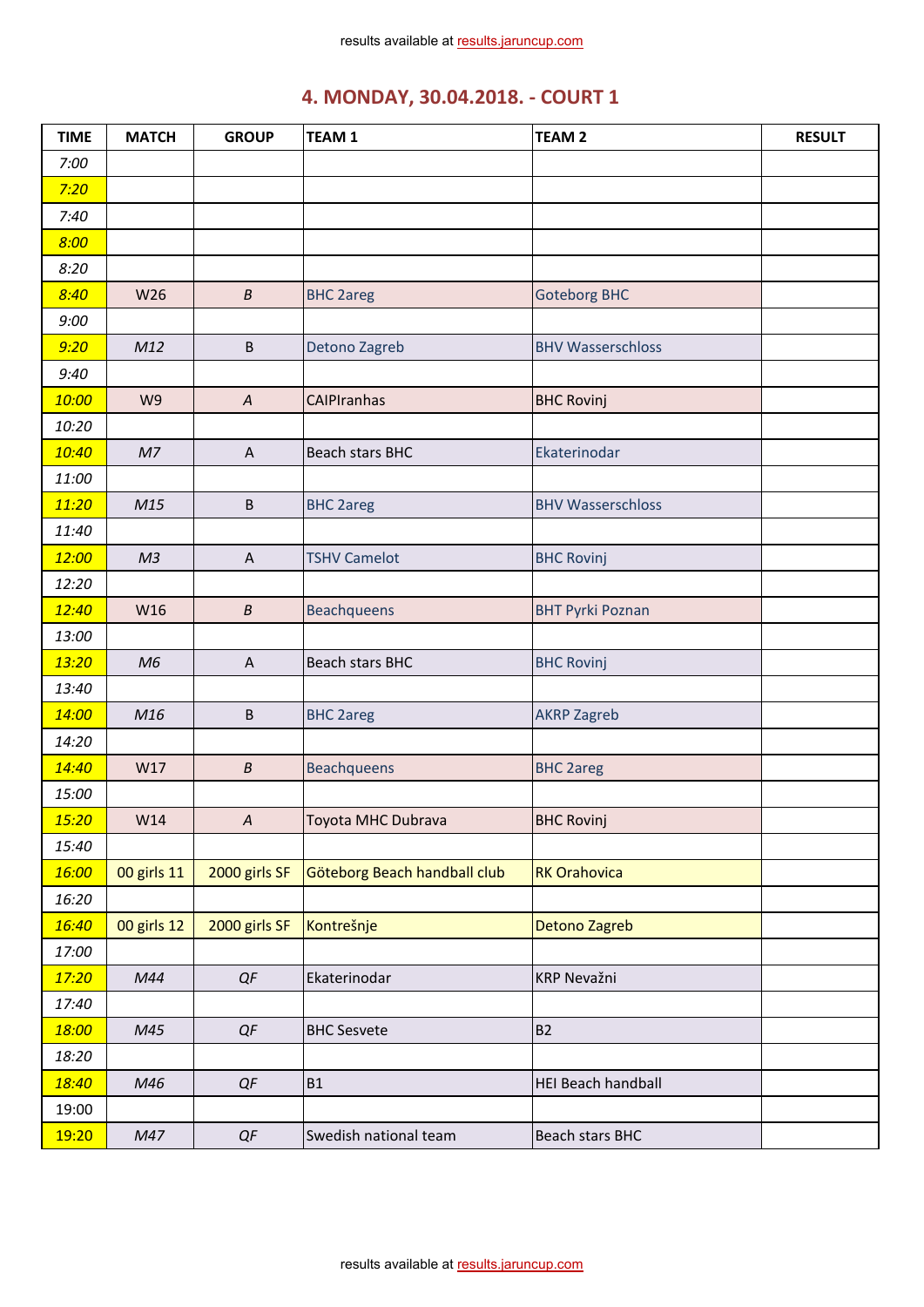results available at results.jaruncup.com

## 4. MONDAY, 30.04.2018. - COURT 1

| TIME | MATCH | GROUP | TEAM 1 | TEAM 2 | RESULT |
|---|---|---|---|---|---|
| 7:00 | | | | | |
| 7:20 | | | | | |
| 7:40 | | | | | |
| 8:00 | | | | | |
| 8:20 | | | | | |
| 8:40 | W26 | B | BHC 2areg | Goteborg BHC | |
| 9:00 | | | | | |
| 9:20 | M12 | B | Detono Zagreb | BHV Wasserschloss | |
| 9:40 | | | | | |
| 10:00 | W9 | A | CAIPIranhas | BHC Rovinj | |
| 10:20 | | | | | |
| 10:40 | M7 | A | Beach stars BHC | Ekaterinodar | |
| 11:00 | | | | | |
| 11:20 | M15 | B | BHC 2areg | BHV Wasserschloss | |
| 11:40 | | | | | |
| 12:00 | M3 | A | TSHV Camelot | BHC Rovinj | |
| 12:20 | | | | | |
| 12:40 | W16 | B | Beachqueens | BHT Pyrki Poznan | |
| 13:00 | | | | | |
| 13:20 | M6 | A | Beach stars BHC | BHC Rovinj | |
| 13:40 | | | | | |
| 14:00 | M16 | B | BHC 2areg | AKRP Zagreb | |
| 14:20 | | | | | |
| 14:40 | W17 | B | Beachqueens | BHC 2areg | |
| 15:00 | | | | | |
| 15:20 | W14 | A | Toyota MHC Dubrava | BHC Rovinj | |
| 15:40 | | | | | |
| 16:00 | 00 girls 11 | 2000 girls SF | Göteborg Beach handball club | RK Orahovica | |
| 16:20 | | | | | |
| 16:40 | 00 girls 12 | 2000 girls SF | Kontrešnje | Detono Zagreb | |
| 17:00 | | | | | |
| 17:20 | M44 | QF | Ekaterinodar | KRP Nevažni | |
| 17:40 | | | | | |
| 18:00 | M45 | QF | BHC Sesvete | B2 | |
| 18:20 | | | | | |
| 18:40 | M46 | QF | B1 | HEI Beach handball | |
| 19:00 | | | | | |
| 19:20 | M47 | QF | Swedish national team | Beach stars BHC | |

results available at results.jaruncup.com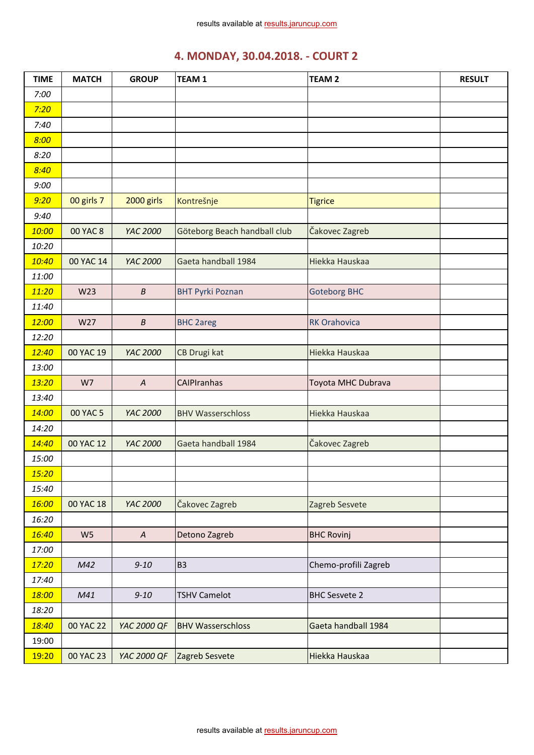results available at results.jaruncup.com

## 4. MONDAY, 30.04.2018. - COURT 2

| TIME | MATCH | GROUP | TEAM 1 | TEAM 2 | RESULT |
|---|---|---|---|---|---|
| 7:00 | | | | | |
| 7:20 | | | | | |
| 7:40 | | | | | |
| 8:00 | | | | | |
| 8:20 | | | | | |
| 8:40 | | | | | |
| 9:00 | | | | | |
| 9:20 | 00 girls 7 | 2000 girls | Kontrešnje | Tigrice | |
| 9:40 | | | | | |
| 10:00 | 00 YAC 8 | YAC 2000 | Göteborg Beach handball club | Čakovec Zagreb | |
| 10:20 | | | | | |
| 10:40 | 00 YAC 14 | YAC 2000 | Gaeta handball 1984 | Hiekka Hauskaa | |
| 11:00 | | | | | |
| 11:20 | W23 | B | BHT Pyrki Poznan | Goteborg BHC | |
| 11:40 | | | | | |
| 12:00 | W27 | B | BHC 2areg | RK Orahovica | |
| 12:20 | | | | | |
| 12:40 | 00 YAC 19 | YAC 2000 | CB Drugi kat | Hiekka Hauskaa | |
| 13:00 | | | | | |
| 13:20 | W7 | A | CAIPIranhas | Toyota MHC Dubrava | |
| 13:40 | | | | | |
| 14:00 | 00 YAC 5 | YAC 2000 | BHV Wasserschloss | Hiekka Hauskaa | |
| 14:20 | | | | | |
| 14:40 | 00 YAC 12 | YAC 2000 | Gaeta handball 1984 | Čakovec Zagreb | |
| 15:00 | | | | | |
| 15:20 | | | | | |
| 15:40 | | | | | |
| 16:00 | 00 YAC 18 | YAC 2000 | Čakovec Zagreb | Zagreb Sesvete | |
| 16:20 | | | | | |
| 16:40 | W5 | A | Detono Zagreb | BHC Rovinj | |
| 17:00 | | | | | |
| 17:20 | M42 | 9-10 | B3 | Chemo-profili Zagreb | |
| 17:40 | | | | | |
| 18:00 | M41 | 9-10 | TSHV Camelot | BHC Sesvete 2 | |
| 18:20 | | | | | |
| 18:40 | 00 YAC 22 | YAC 2000 QF | BHV Wasserschloss | Gaeta handball 1984 | |
| 19:00 | | | | | |
| 19:20 | 00 YAC 23 | YAC 2000 QF | Zagreb Sesvete | Hiekka Hauskaa | |

results available at results.jaruncup.com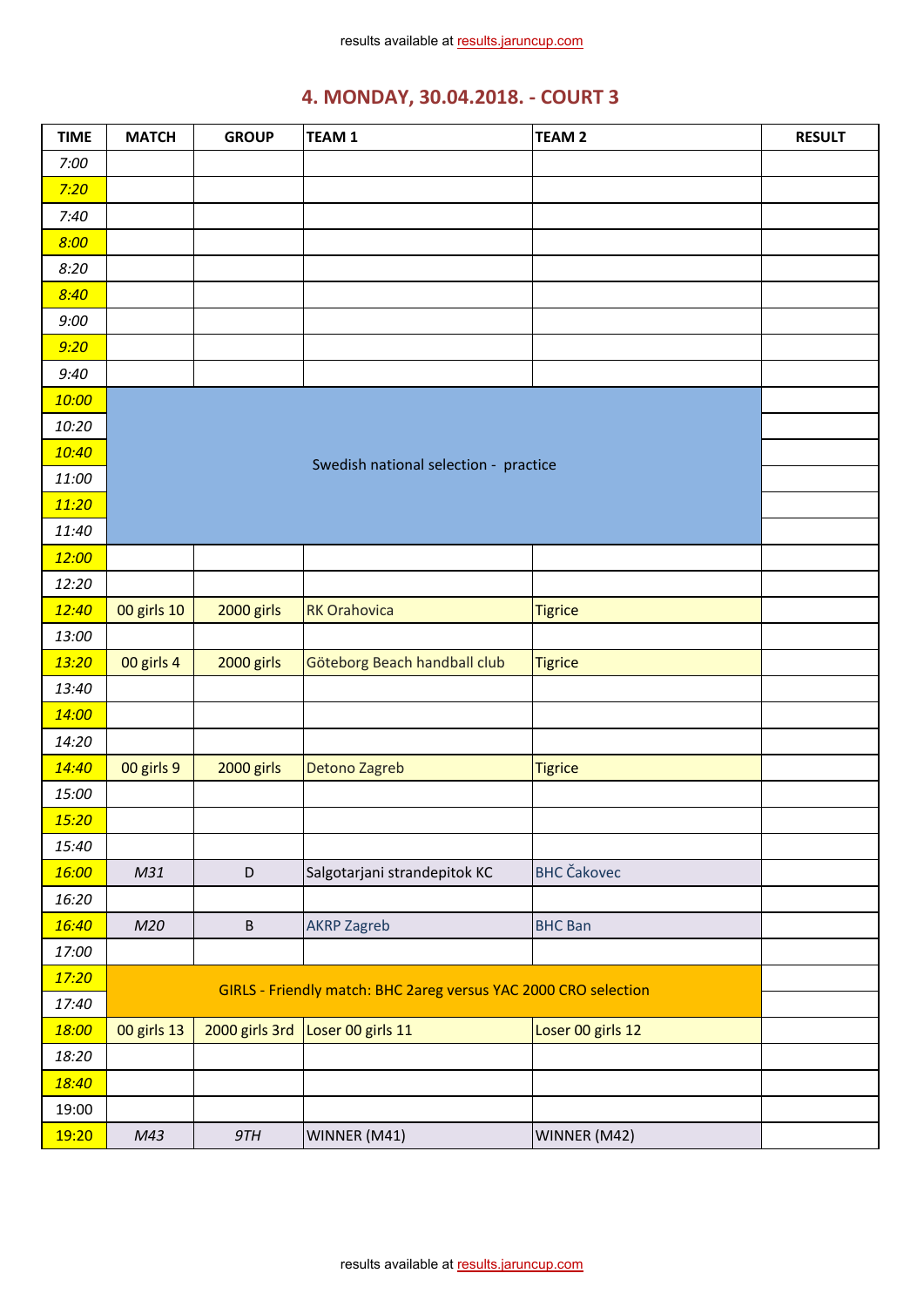results available at results.jaruncup.com

## 4. MONDAY, 30.04.2018. - COURT 3

| TIME | MATCH | GROUP | TEAM 1 | TEAM 2 | RESULT |
|---|---|---|---|---|---|
| 7:00 | | | | | |
| 7:20 | | | | | |
| 7:40 | | | | | |
| 8:00 | | | | | |
| 8:20 | | | | | |
| 8:40 | | | | | |
| 9:00 | | | | | |
| 9:20 | | | | | |
| 9:40 | | | | | |
| 10:00 | Swedish national selection - practice | | | | |
| 10:20 | | | | | |
| 10:40 | | | | | |
| 11:00 | | | | | |
| 11:20 | | | | | |
| 11:40 | | | | | |
| 12:00 | | | | | |
| 12:20 | | | | | |
| 12:40 | 00 girls 10 | 2000 girls | RK Orahovica | Tigrice | |
| 13:00 | | | | | |
| 13:20 | 00 girls 4 | 2000 girls | Göteborg Beach handball club | Tigrice | |
| 13:40 | | | | | |
| 14:00 | | | | | |
| 14:20 | | | | | |
| 14:40 | 00 girls 9 | 2000 girls | Detono Zagreb | Tigrice | |
| 15:00 | | | | | |
| 15:20 | | | | | |
| 15:40 | | | | | |
| 16:00 | M31 | D | Salgotarjani strandepitok KC | BHC Čakovec | |
| 16:20 | | | | | |
| 16:40 | M20 | B | AKRP Zagreb | BHC Ban | |
| 17:00 | | | | | |
| 17:20 | GIRLS - Friendly match: BHC 2areg versus YAC 2000 CRO selection | | | | |
| 17:40 | | | | | |
| 18:00 | 00 girls 13 | 2000 girls 3rd | Loser 00 girls 11 | Loser 00 girls 12 | |
| 18:20 | | | | | |
| 18:40 | | | | | |
| 19:00 | | | | | |
| 19:20 | M43 | 9TH | WINNER (M41) | WINNER (M42) | |

results available at results.jaruncup.com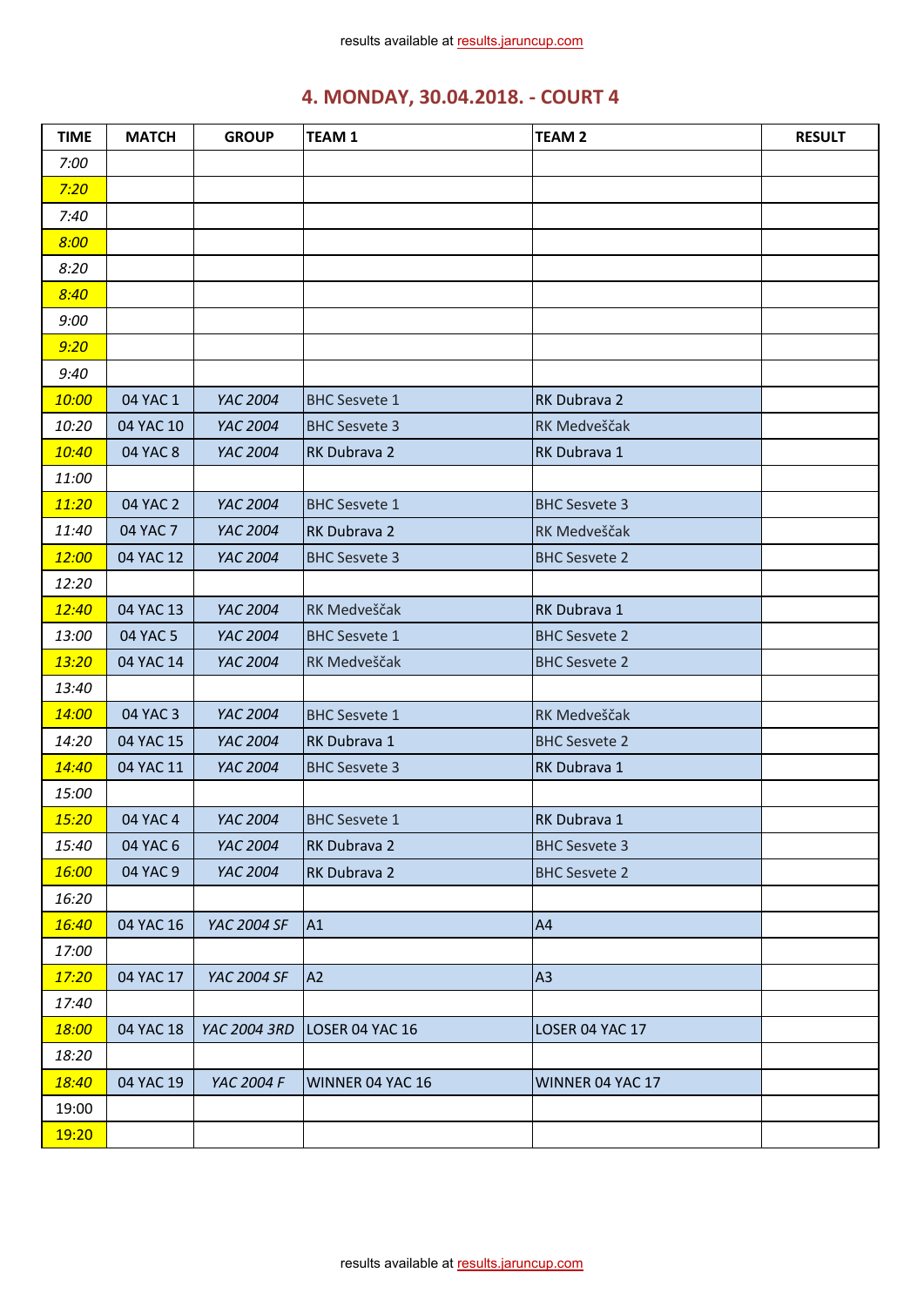results available at results.jaruncup.com

## 4. MONDAY, 30.04.2018. - COURT 4

| TIME | MATCH | GROUP | TEAM 1 | TEAM 2 | RESULT |
|---|---|---|---|---|---|
| *7:00* | | | | | |
| *7:20* | | | | | |
| *7:40* | | | | | |
| *8:00* | | | | | |
| *8:20* | | | | | |
| *8:40* | | | | | |
| *9:00* | | | | | |
| *9:20* | | | | | |
| *9:40* | | | | | |
| *10:00* | 04 YAC 1 | *YAC 2004* | BHC Sesvete 1 | RK Dubrava 2 | |
| *10:20* | 04 YAC 10 | *YAC 2004* | BHC Sesvete 3 | RK Medveščak | |
| *10:40* | 04 YAC 8 | *YAC 2004* | RK Dubrava 2 | RK Dubrava 1 | |
| *11:00* | | | | | |
| *11:20* | 04 YAC 2 | *YAC 2004* | BHC Sesvete 1 | BHC Sesvete 3 | |
| *11:40* | 04 YAC 7 | *YAC 2004* | RK Dubrava 2 | RK Medveščak | |
| *12:00* | 04 YAC 12 | *YAC 2004* | BHC Sesvete 3 | BHC Sesvete 2 | |
| *12:20* | | | | | |
| *12:40* | 04 YAC 13 | *YAC 2004* | RK Medveščak | RK Dubrava 1 | |
| *13:00* | 04 YAC 5 | *YAC 2004* | BHC Sesvete 1 | BHC Sesvete 2 | |
| *13:20* | 04 YAC 14 | *YAC 2004* | RK Medveščak | BHC Sesvete 2 | |
| *13:40* | | | | | |
| *14:00* | 04 YAC 3 | *YAC 2004* | BHC Sesvete 1 | RK Medveščak | |
| *14:20* | 04 YAC 15 | *YAC 2004* | RK Dubrava 1 | BHC Sesvete 2 | |
| *14:40* | 04 YAC 11 | *YAC 2004* | BHC Sesvete 3 | RK Dubrava 1 | |
| *15:00* | | | | | |
| *15:20* | 04 YAC 4 | *YAC 2004* | BHC Sesvete 1 | RK Dubrava 1 | |
| *15:40* | 04 YAC 6 | *YAC 2004* | RK Dubrava 2 | BHC Sesvete 3 | |
| *16:00* | 04 YAC 9 | *YAC 2004* | RK Dubrava 2 | BHC Sesvete 2 | |
| *16:20* | | | | | |
| *16:40* | 04 YAC 16 | *YAC 2004 SF* | A1 | A4 | |
| *17:00* | | | | | |
| *17:20* | 04 YAC 17 | *YAC 2004 SF* | A2 | A3 | |
| *17:40* | | | | | |
| *18:00* | 04 YAC 18 | *YAC 2004 3RD* | LOSER 04 YAC 16 | LOSER 04 YAC 17 | |
| *18:20* | | | | | |
| *18:40* | 04 YAC 19 | *YAC 2004 F* | WINNER 04 YAC 16 | WINNER 04 YAC 17 | |
| 19:00 | | | | | |
| 19:20 | | | | | |

results available at results.jaruncup.com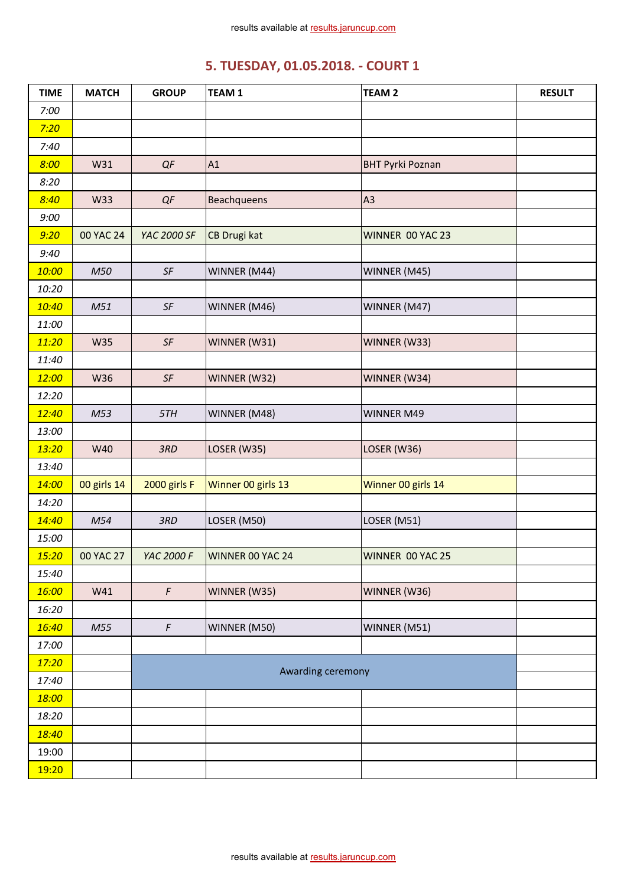results available at results.jaruncup.com

## 5. TUESDAY, 01.05.2018. - COURT 1

| TIME | MATCH | GROUP | TEAM 1 | TEAM 2 | RESULT |
|---|---|---|---|---|---|
| 7:00 | | | | | |
| 7:20 | | | | | |
| 7:40 | | | | | |
| 8:00 | W31 | QF | A1 | BHT Pyrki Poznan | |
| 8:20 | | | | | |
| 8:40 | W33 | QF | Beachqueens | A3 | |
| 9:00 | | | | | |
| 9:20 | 00 YAC 24 | YAC 2000 SF | CB Drugi kat | WINNER 00 YAC 23 | |
| 9:40 | | | | | |
| 10:00 | M50 | SF | WINNER (M44) | WINNER (M45) | |
| 10:20 | | | | | |
| 10:40 | M51 | SF | WINNER (M46) | WINNER (M47) | |
| 11:00 | | | | | |
| 11:20 | W35 | SF | WINNER (W31) | WINNER (W33) | |
| 11:40 | | | | | |
| 12:00 | W36 | SF | WINNER (W32) | WINNER (W34) | |
| 12:20 | | | | | |
| 12:40 | M53 | 5TH | WINNER (M48) | WINNER M49 | |
| 13:00 | | | | | |
| 13:20 | W40 | 3RD | LOSER (W35) | LOSER (W36) | |
| 13:40 | | | | | |
| 14:00 | 00 girls 14 | 2000 girls F | Winner 00 girls 13 | Winner 00 girls 14 | |
| 14:20 | | | | | |
| 14:40 | M54 | 3RD | LOSER (M50) | LOSER (M51) | |
| 15:00 | | | | | |
| 15:20 | 00 YAC 27 | YAC 2000 F | WINNER 00 YAC 24 | WINNER 00 YAC 25 | |
| 15:40 | | | | | |
| 16:00 | W41 | F | WINNER (W35) | WINNER (W36) | |
| 16:20 | | | | | |
| 16:40 | M55 | F | WINNER (M50) | WINNER (M51) | |
| 17:00 | | | | | |
| 17:20 | | Awarding ceremony | | | |
| 17:40 | | | | | |
| 18:00 | | | | | |
| 18:20 | | | | | |
| 18:40 | | | | | |
| 19:00 | | | | | |
| 19:20 | | | | | |

results available at results.jaruncup.com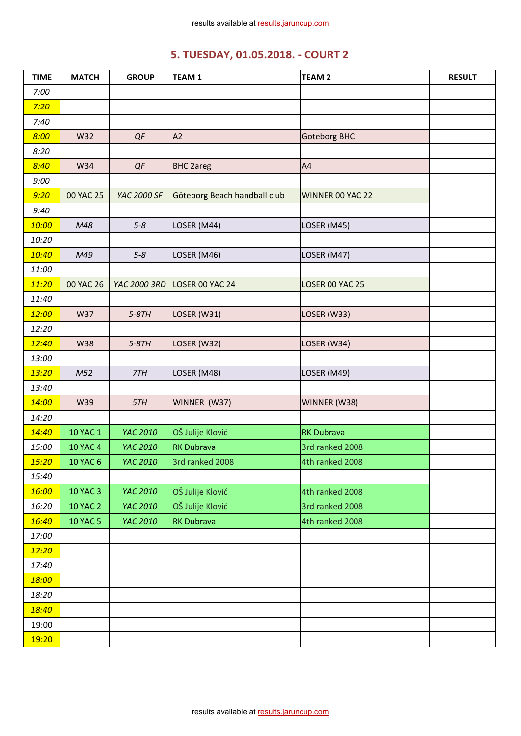results available at results.jaruncup.com

## 5. TUESDAY, 01.05.2018. - COURT 2

| TIME | MATCH | GROUP | TEAM 1 | TEAM 2 | RESULT |
|---|---|---|---|---|---|
| 7:00 | | | | | |
| 7:20 | | | | | |
| 7:40 | | | | | |
| 8:00 | W32 | QF | A2 | Goteborg BHC | |
| 8:20 | | | | | |
| 8:40 | W34 | QF | BHC 2areg | A4 | |
| 9:00 | | | | | |
| 9:20 | 00 YAC 25 | YAC 2000 SF | Göteborg Beach handball club | WINNER 00 YAC 22 | |
| 9:40 | | | | | |
| 10:00 | M48 | 5-8 | LOSER (M44) | LOSER (M45) | |
| 10:20 | | | | | |
| 10:40 | M49 | 5-8 | LOSER (M46) | LOSER (M47) | |
| 11:00 | | | | | |
| 11:20 | 00 YAC 26 | YAC 2000 3RD | LOSER 00 YAC 24 | LOSER 00 YAC 25 | |
| 11:40 | | | | | |
| 12:00 | W37 | 5-8TH | LOSER (W31) | LOSER (W33) | |
| 12:20 | | | | | |
| 12:40 | W38 | 5-8TH | LOSER (W32) | LOSER (W34) | |
| 13:00 | | | | | |
| 13:20 | M52 | 7TH | LOSER (M48) | LOSER (M49) | |
| 13:40 | | | | | |
| 14:00 | W39 | 5TH | WINNER (W37) | WINNER (W38) | |
| 14:20 | | | | | |
| 14:40 | 10 YAC 1 | YAC 2010 | OŠ Julije Klović | RK Dubrava | |
| 15:00 | 10 YAC 4 | YAC 2010 | RK Dubrava | 3rd ranked 2008 | |
| 15:20 | 10 YAC 6 | YAC 2010 | 3rd ranked 2008 | 4th ranked 2008 | |
| 15:40 | | | | | |
| 16:00 | 10 YAC 3 | YAC 2010 | OŠ Julije Klović | 4th ranked 2008 | |
| 16:20 | 10 YAC 2 | YAC 2010 | OŠ Julije Klović | 3rd ranked 2008 | |
| 16:40 | 10 YAC 5 | YAC 2010 | RK Dubrava | 4th ranked 2008 | |
| 17:00 | | | | | |
| 17:20 | | | | | |
| 17:40 | | | | | |
| 18:00 | | | | | |
| 18:20 | | | | | |
| 18:40 | | | | | |
| 19:00 | | | | | |
| 19:20 | | | | | |

results available at results.jaruncup.com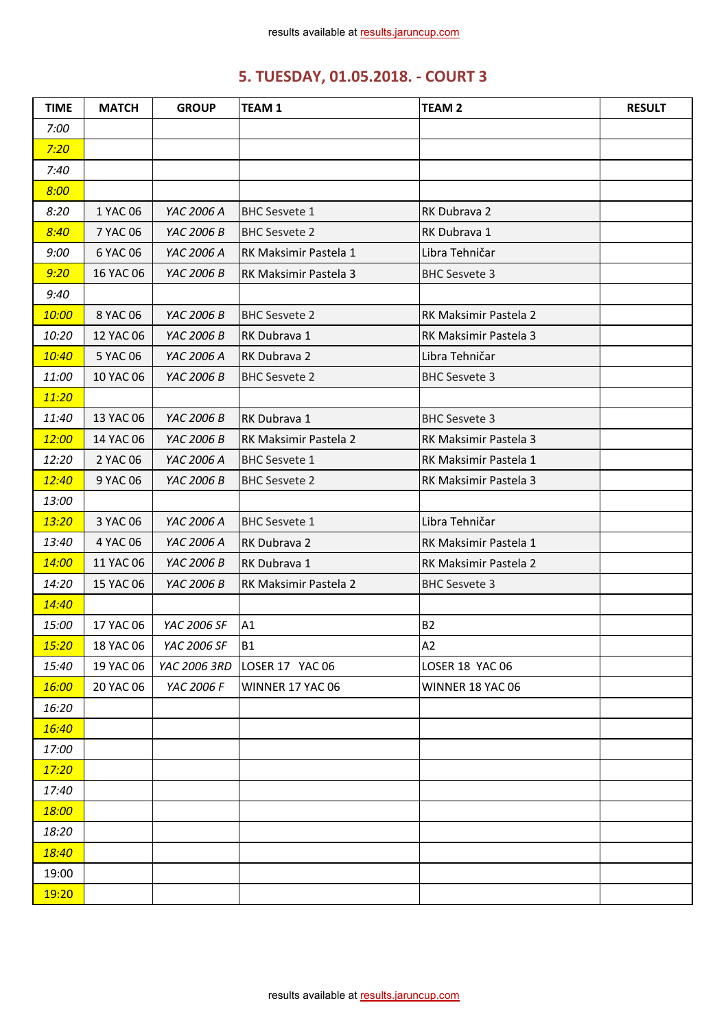results available at results.jaruncup.com

## 5. TUESDAY, 01.05.2018. - COURT 3

| TIME | MATCH | GROUP | TEAM 1 | TEAM 2 | RESULT |
|---|---|---|---|---|---|
| 7:00 | | | | | |
| 7:20 | | | | | |
| 7:40 | | | | | |
| 8:00 | | | | | |
| 8:20 | 1 YAC 06 | YAC 2006 A | BHC Sesvete 1 | RK Dubrava 2 | |
| 8:40 | 7 YAC 06 | YAC 2006 B | BHC Sesvete 2 | RK Dubrava 1 | |
| 9:00 | 6 YAC 06 | YAC 2006 A | RK Maksimir Pastela 1 | Libra Tehničar | |
| 9:20 | 16 YAC 06 | YAC 2006 B | RK Maksimir Pastela 3 | BHC Sesvete 3 | |
| 9:40 | | | | | |
| 10:00 | 8 YAC 06 | YAC 2006 B | BHC Sesvete 2 | RK Maksimir Pastela 2 | |
| 10:20 | 12 YAC 06 | YAC 2006 B | RK Dubrava 1 | RK Maksimir Pastela 3 | |
| 10:40 | 5 YAC 06 | YAC 2006 A | RK Dubrava 2 | Libra Tehničar | |
| 11:00 | 10 YAC 06 | YAC 2006 B | BHC Sesvete 2 | BHC Sesvete 3 | |
| 11:20 | | | | | |
| 11:40 | 13 YAC 06 | YAC 2006 B | RK Dubrava 1 | BHC Sesvete 3 | |
| 12:00 | 14 YAC 06 | YAC 2006 B | RK Maksimir Pastela 2 | RK Maksimir Pastela 3 | |
| 12:20 | 2 YAC 06 | YAC 2006 A | BHC Sesvete 1 | RK Maksimir Pastela 1 | |
| 12:40 | 9 YAC 06 | YAC 2006 B | BHC Sesvete 2 | RK Maksimir Pastela 3 | |
| 13:00 | | | | | |
| 13:20 | 3 YAC 06 | YAC 2006 A | BHC Sesvete 1 | Libra Tehničar | |
| 13:40 | 4 YAC 06 | YAC 2006 A | RK Dubrava 2 | RK Maksimir Pastela 1 | |
| 14:00 | 11 YAC 06 | YAC 2006 B | RK Dubrava 1 | RK Maksimir Pastela 2 | |
| 14:20 | 15 YAC 06 | YAC 2006 B | RK Maksimir Pastela 2 | BHC Sesvete 3 | |
| 14:40 | | | | | |
| 15:00 | 17 YAC 06 | YAC 2006 SF | A1 | B2 | |
| 15:20 | 18 YAC 06 | YAC 2006 SF | B1 | A2 | |
| 15:40 | 19 YAC 06 | YAC 2006 3RD | LOSER 17 YAC 06 | LOSER 18 YAC 06 | |
| 16:00 | 20 YAC 06 | YAC 2006 F | WINNER 17 YAC 06 | WINNER 18 YAC 06 | |
| 16:20 | | | | | |
| 16:40 | | | | | |
| 17:00 | | | | | |
| 17:20 | | | | | |
| 17:40 | | | | | |
| 18:00 | | | | | |
| 18:20 | | | | | |
| 18:40 | | | | | |
| 19:00 | | | | | |
| 19:20 | | | | | |

results available at results.jaruncup.com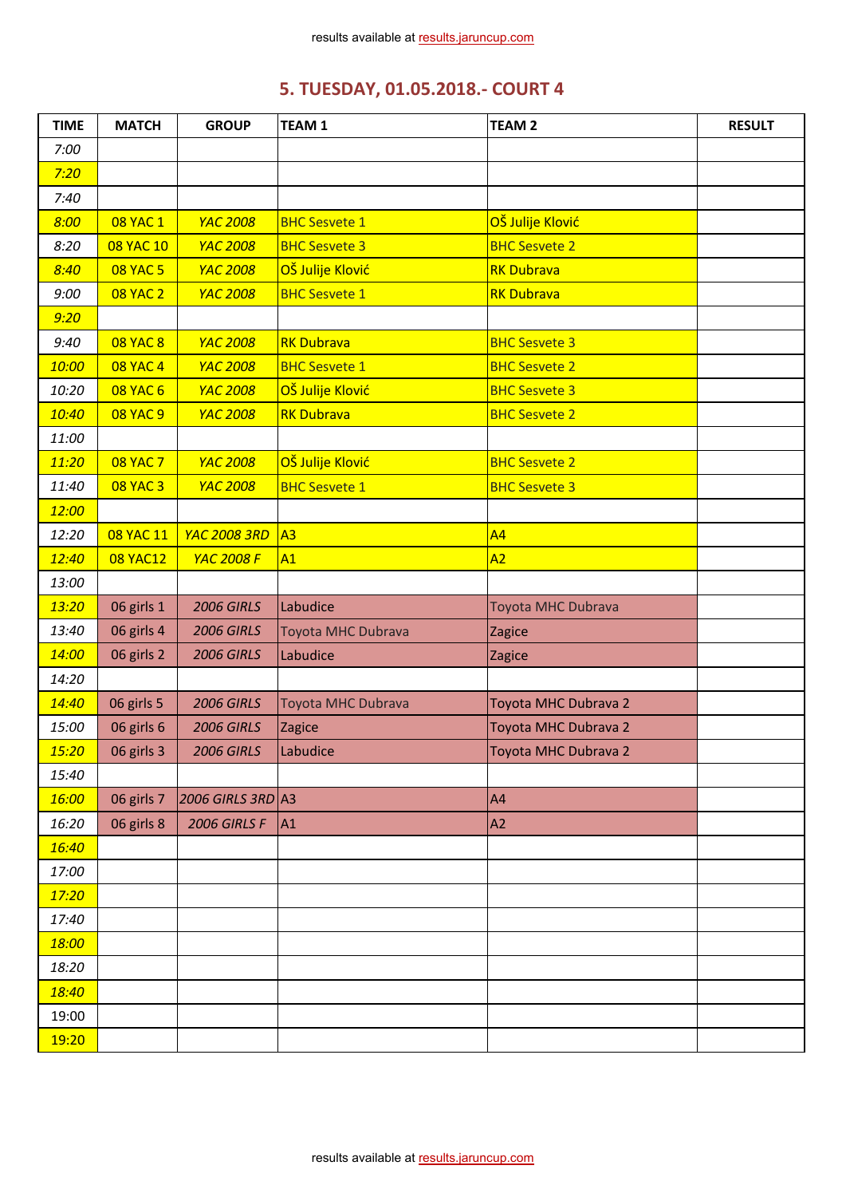results available at results.jaruncup.com

## 5. TUESDAY, 01.05.2018.- COURT 4

| TIME | MATCH | GROUP | TEAM 1 | TEAM 2 | RESULT |
|---|---|---|---|---|---|
| 7:00 | | | | | |
| 7:20 | | | | | |
| 7:40 | | | | | |
| 8:00 | 08 YAC 1 | YAC 2008 | BHC Sesvete 1 | OŠ Julije Klović | |
| 8:20 | 08 YAC 10 | YAC 2008 | BHC Sesvete 3 | BHC Sesvete 2 | |
| 8:40 | 08 YAC 5 | YAC 2008 | OŠ Julije Klović | RK Dubrava | |
| 9:00 | 08 YAC 2 | YAC 2008 | BHC Sesvete 1 | RK Dubrava | |
| 9:20 | | | | | |
| 9:40 | 08 YAC 8 | YAC 2008 | RK Dubrava | BHC Sesvete 3 | |
| 10:00 | 08 YAC 4 | YAC 2008 | BHC Sesvete 1 | BHC Sesvete 2 | |
| 10:20 | 08 YAC 6 | YAC 2008 | OŠ Julije Klović | BHC Sesvete 3 | |
| 10:40 | 08 YAC 9 | YAC 2008 | RK Dubrava | BHC Sesvete 2 | |
| 11:00 | | | | | |
| 11:20 | 08 YAC 7 | YAC 2008 | OŠ Julije Klović | BHC Sesvete 2 | |
| 11:40 | 08 YAC 3 | YAC 2008 | BHC Sesvete 1 | BHC Sesvete 3 | |
| 12:00 | | | | | |
| 12:20 | 08 YAC 11 | YAC 2008 3RD | A3 | A4 | |
| 12:40 | 08 YAC12 | YAC 2008 F | A1 | A2 | |
| 13:00 | | | | | |
| 13:20 | 06 girls 1 | 2006 GIRLS | Labudice | Toyota MHC Dubrava | |
| 13:40 | 06 girls 4 | 2006 GIRLS | Toyota MHC Dubrava | Zagice | |
| 14:00 | 06 girls 2 | 2006 GIRLS | Labudice | Zagice | |
| 14:20 | | | | | |
| 14:40 | 06 girls 5 | 2006 GIRLS | Toyota MHC Dubrava | Toyota MHC Dubrava 2 | |
| 15:00 | 06 girls 6 | 2006 GIRLS | Zagice | Toyota MHC Dubrava 2 | |
| 15:20 | 06 girls 3 | 2006 GIRLS | Labudice | Toyota MHC Dubrava 2 | |
| 15:40 | | | | | |
| 16:00 | 06 girls 7 | 2006 GIRLS 3RD | A3 | A4 | |
| 16:20 | 06 girls 8 | 2006 GIRLS F | A1 | A2 | |
| 16:40 | | | | | |
| 17:00 | | | | | |
| 17:20 | | | | | |
| 17:40 | | | | | |
| 18:00 | | | | | |
| 18:20 | | | | | |
| 18:40 | | | | | |
| 19:00 | | | | | |
| 19:20 | | | | | |

results available at results.jaruncup.com